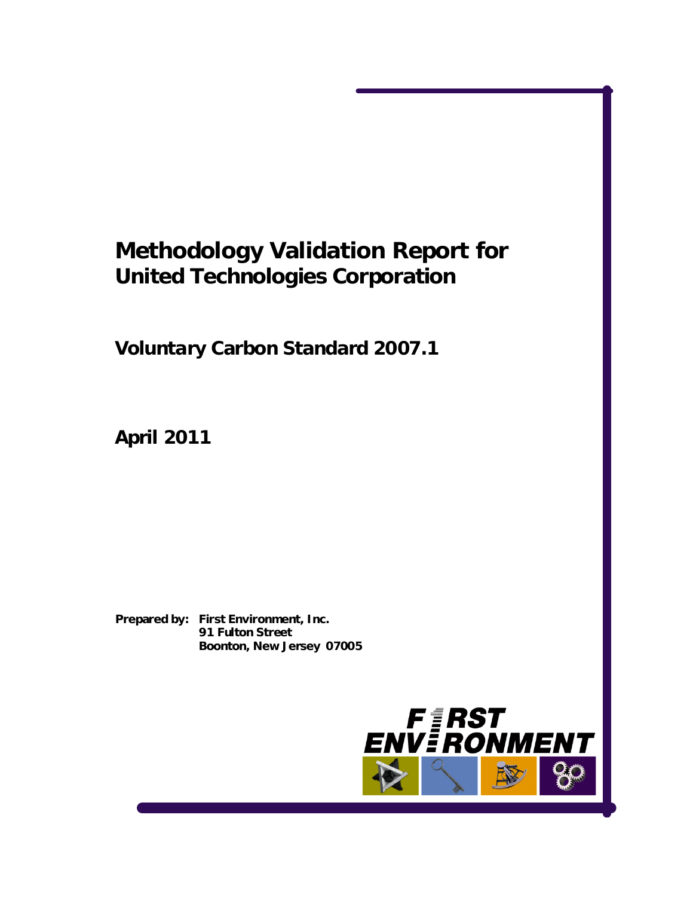# Methodology Validation Report for United Technologies Corporation

## Voluntary Carbon Standard 2007.1

## April 2011

**Prepared by:** **First Environment, Inc.**
**91 Fulton Street**
**Boonton, New Jersey 07005**

FIRST ENVIRONMENT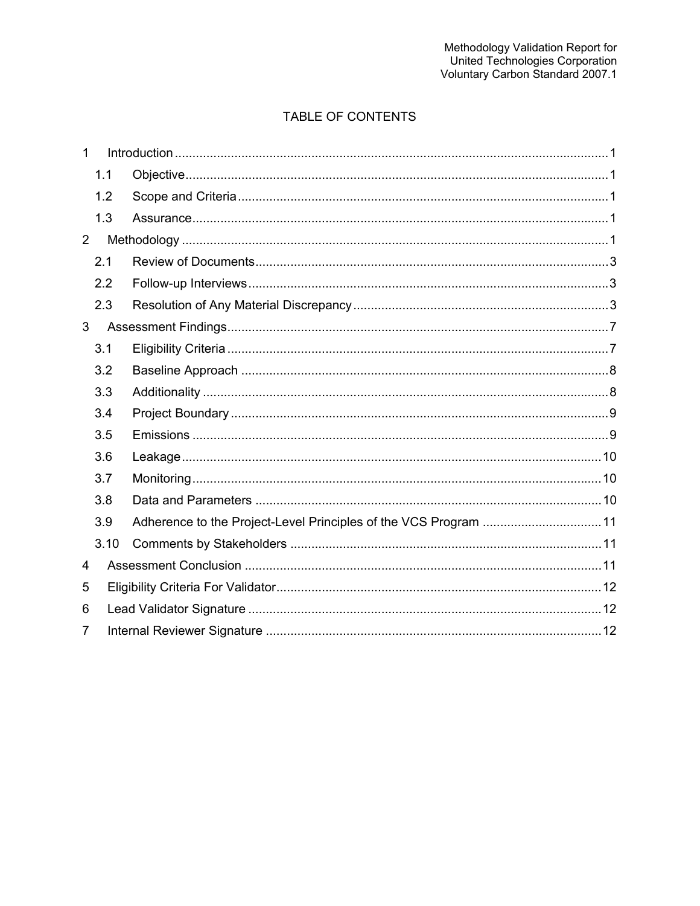# TABLE OF CONTENTS

| | | |
|---|---|---|
| 1 | Introduction | 1 |
| 1.1 | Objective | 1 |
| 1.2 | Scope and Criteria | 1 |
| 1.3 | Assurance | 1 |
| 2 | Methodology | 1 |
| 2.1 | Review of Documents | 3 |
| 2.2 | Follow-up Interviews | 3 |
| 2.3 | Resolution of Any Material Discrepancy | 3 |
| 3 | Assessment Findings | 7 |
| 3.1 | Eligibility Criteria | 7 |
| 3.2 | Baseline Approach | 8 |
| 3.3 | Additionality | 8 |
| 3.4 | Project Boundary | 9 |
| 3.5 | Emissions | 9 |
| 3.6 | Leakage | 10 |
| 3.7 | Monitoring | 10 |
| 3.8 | Data and Parameters | 10 |
| 3.9 | Adherence to the Project-Level Principles of the VCS Program | 11 |
| 3.10 | Comments by Stakeholders | 11 |
| 4 | Assessment Conclusion | 11 |
| 5 | Eligibility Criteria For Validator | 12 |
| 6 | Lead Validator Signature | 12 |
| 7 | Internal Reviewer Signature | 12 |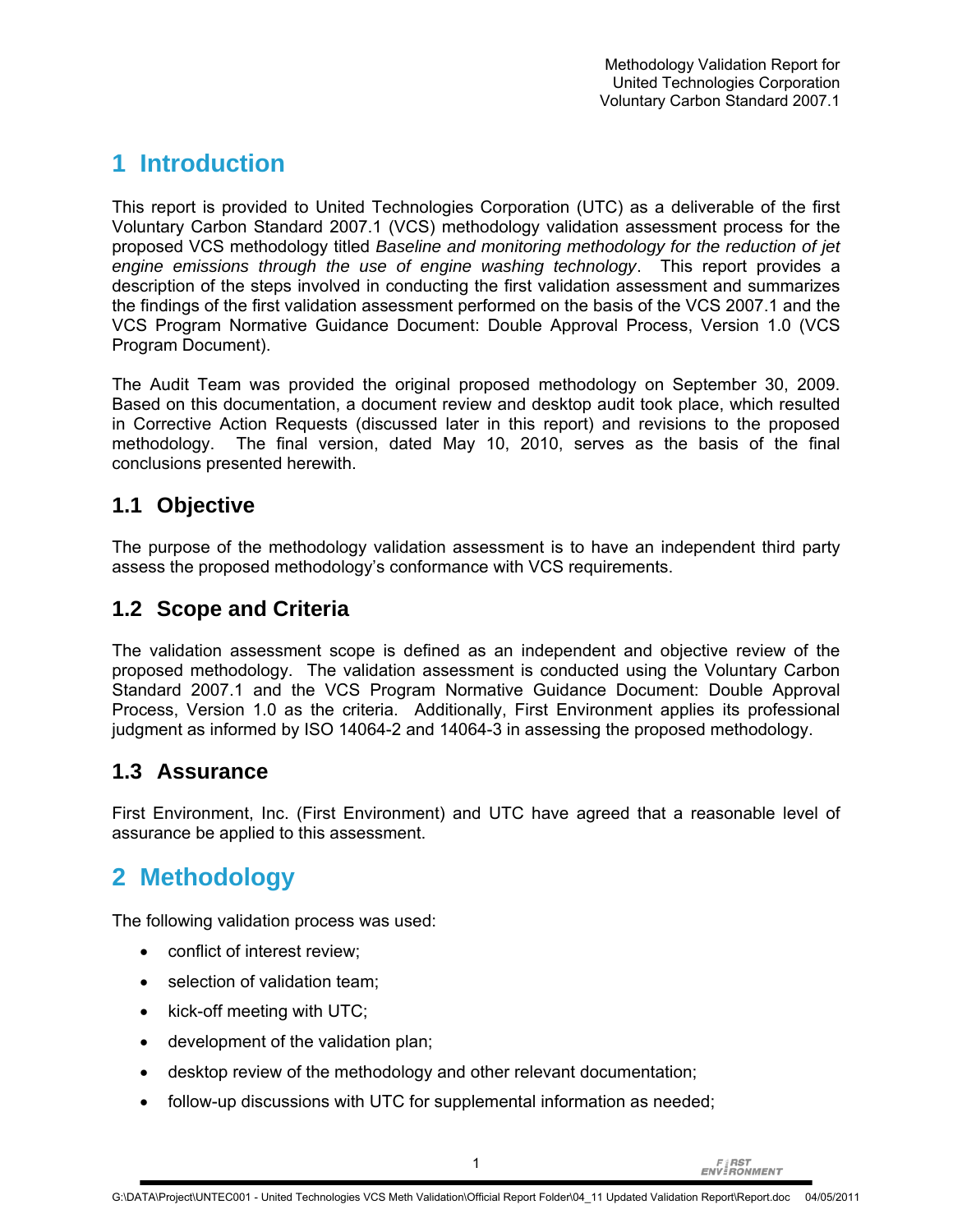# 1 Introduction

This report is provided to United Technologies Corporation (UTC) as a deliverable of the first Voluntary Carbon Standard 2007.1 (VCS) methodology validation assessment process for the proposed VCS methodology titled *Baseline and monitoring methodology for the reduction of jet engine emissions through the use of engine washing technology*. This report provides a description of the steps involved in conducting the first validation assessment and summarizes the findings of the first validation assessment performed on the basis of the VCS 2007.1 and the VCS Program Normative Guidance Document: Double Approval Process, Version 1.0 (VCS Program Document).

The Audit Team was provided the original proposed methodology on September 30, 2009. Based on this documentation, a document review and desktop audit took place, which resulted in Corrective Action Requests (discussed later in this report) and revisions to the proposed methodology. The final version, dated May 10, 2010, serves as the basis of the final conclusions presented herewith.

## 1.1 Objective

The purpose of the methodology validation assessment is to have an independent third party assess the proposed methodology's conformance with VCS requirements.

## 1.2 Scope and Criteria

The validation assessment scope is defined as an independent and objective review of the proposed methodology. The validation assessment is conducted using the Voluntary Carbon Standard 2007.1 and the VCS Program Normative Guidance Document: Double Approval Process, Version 1.0 as the criteria. Additionally, First Environment applies its professional judgment as informed by ISO 14064-2 and 14064-3 in assessing the proposed methodology.

## 1.3 Assurance

First Environment, Inc. (First Environment) and UTC have agreed that a reasonable level of assurance be applied to this assessment.

# 2 Methodology

The following validation process was used:

- conflict of interest review;
- selection of validation team;
- kick-off meeting with UTC;
- development of the validation plan;
- desktop review of the methodology and other relevant documentation;
- follow-up discussions with UTC for supplemental information as needed;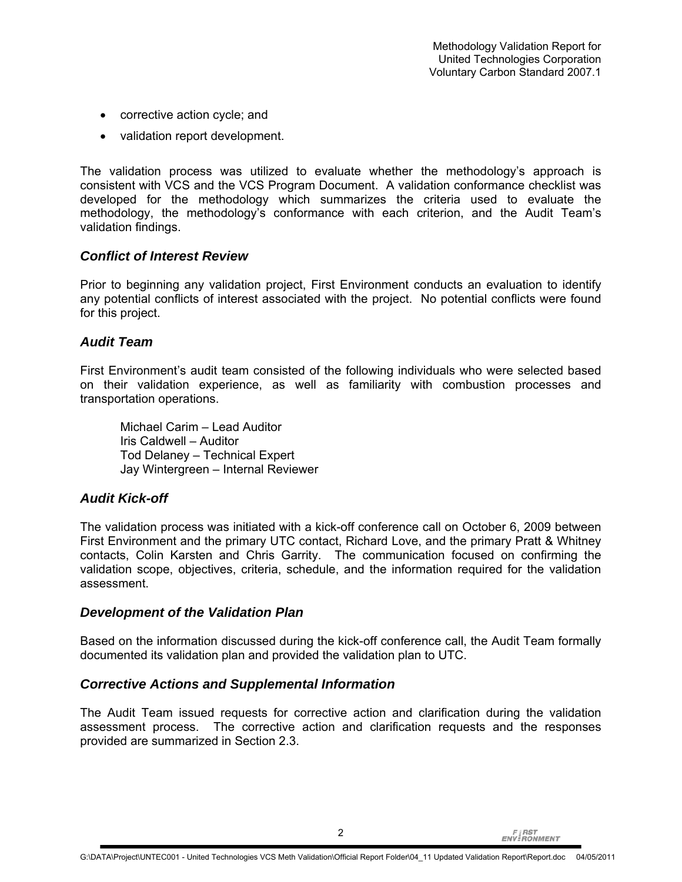- corrective action cycle; and
- validation report development.

The validation process was utilized to evaluate whether the methodology's approach is consistent with VCS and the VCS Program Document. A validation conformance checklist was developed for the methodology which summarizes the criteria used to evaluate the methodology, the methodology's conformance with each criterion, and the Audit Team's validation findings.

### *Conflict of Interest Review*

Prior to beginning any validation project, First Environment conducts an evaluation to identify any potential conflicts of interest associated with the project. No potential conflicts were found for this project.

### *Audit Team*

First Environment's audit team consisted of the following individuals who were selected based on their validation experience, as well as familiarity with combustion processes and transportation operations.

Michael Carim – Lead Auditor
Iris Caldwell – Auditor
Tod Delaney – Technical Expert
Jay Wintergreen – Internal Reviewer

### *Audit Kick-off*

The validation process was initiated with a kick-off conference call on October 6, 2009 between First Environment and the primary UTC contact, Richard Love, and the primary Pratt & Whitney contacts, Colin Karsten and Chris Garrity. The communication focused on confirming the validation scope, objectives, criteria, schedule, and the information required for the validation assessment.

### *Development of the Validation Plan*

Based on the information discussed during the kick-off conference call, the Audit Team formally documented its validation plan and provided the validation plan to UTC.

### *Corrective Actions and Supplemental Information*

The Audit Team issued requests for corrective action and clarification during the validation assessment process. The corrective action and clarification requests and the responses provided are summarized in Section 2.3.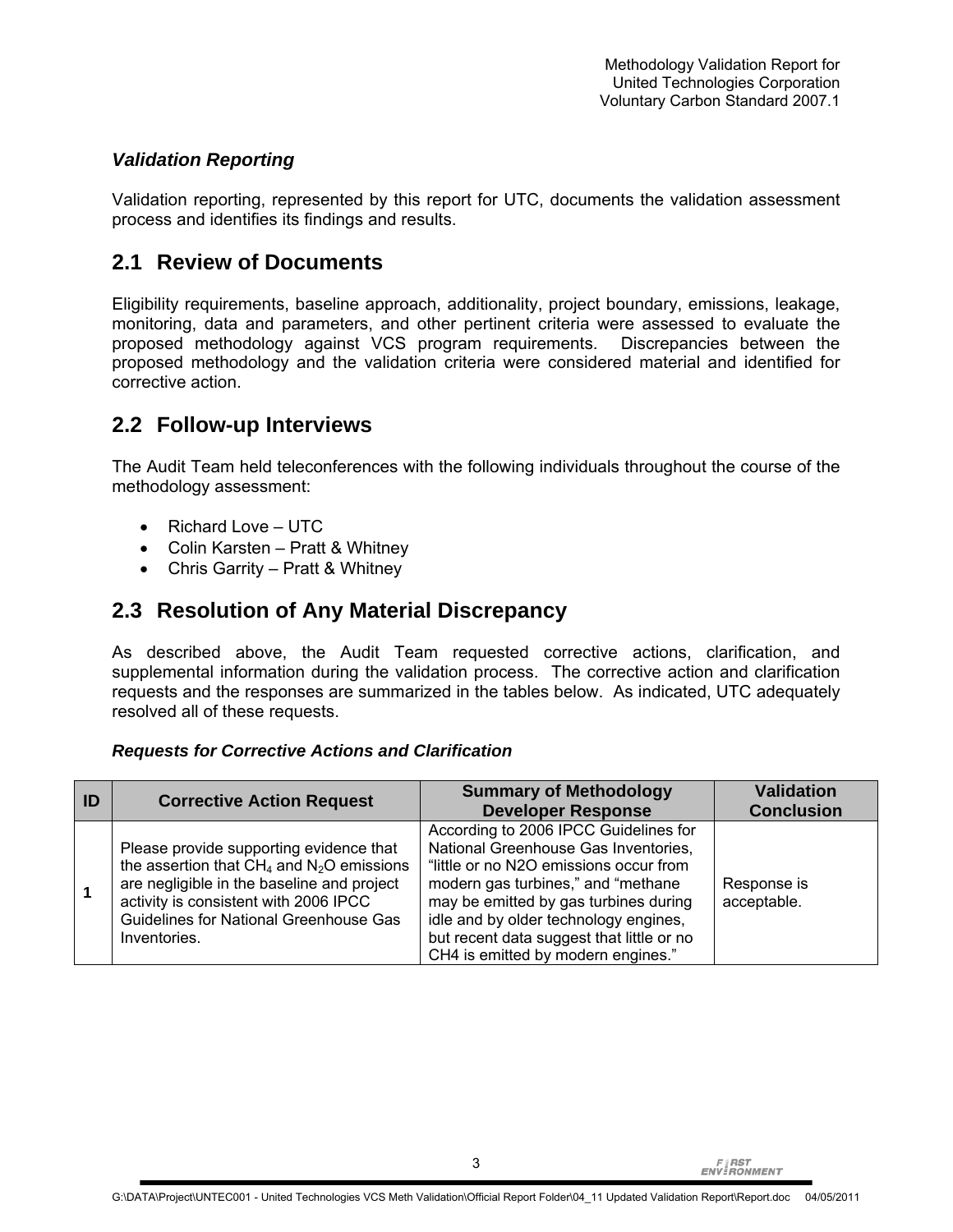### *Validation Reporting*

Validation reporting, represented by this report for UTC, documents the validation assessment process and identifies its findings and results.

## 2.1 Review of Documents

Eligibility requirements, baseline approach, additionality, project boundary, emissions, leakage, monitoring, data and parameters, and other pertinent criteria were assessed to evaluate the proposed methodology against VCS program requirements. Discrepancies between the proposed methodology and the validation criteria were considered material and identified for corrective action.

## 2.2 Follow-up Interviews

The Audit Team held teleconferences with the following individuals throughout the course of the methodology assessment:

- Richard Love – UTC
- Colin Karsten – Pratt & Whitney
- Chris Garrity – Pratt & Whitney

## 2.3 Resolution of Any Material Discrepancy

As described above, the Audit Team requested corrective actions, clarification, and supplemental information during the validation process. The corrective action and clarification requests and the responses are summarized in the tables below. As indicated, UTC adequately resolved all of these requests.

### *Requests for Corrective Actions and Clarification*

| ID | Corrective Action Request | Summary of Methodology Developer Response | Validation Conclusion |
|---|---|---|---|
| **1** | Please provide supporting evidence that the assertion that $CH_4$ and $N_2O$ emissions are negligible in the baseline and project activity is consistent with 2006 IPCC Guidelines for National Greenhouse Gas Inventories. | According to 2006 IPCC Guidelines for National Greenhouse Gas Inventories, "little or no N2O emissions occur from modern gas turbines," and "methane may be emitted by gas turbines during idle and by older technology engines, but recent data suggest that little or no CH4 is emitted by modern engines." | Response is acceptable. |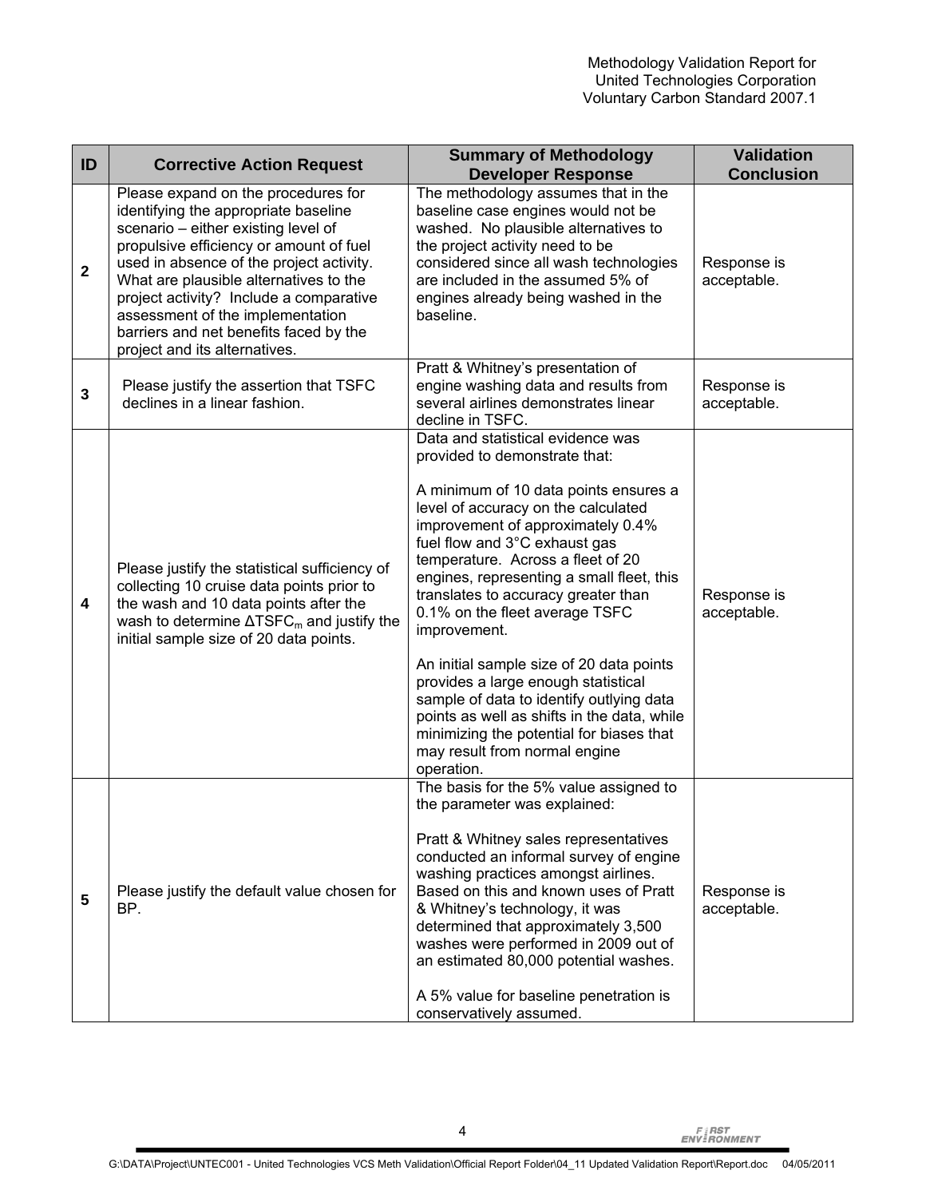| ID | Corrective Action Request | Summary of Methodology Developer Response | Validation Conclusion |
|---|---|---|---|
| **2** | Please expand on the procedures for identifying the appropriate baseline scenario – either existing level of propulsive efficiency or amount of fuel used in absence of the project activity. What are plausible alternatives to the project activity? Include a comparative assessment of the implementation barriers and net benefits faced by the project and its alternatives. | The methodology assumes that in the baseline case engines would not be washed. No plausible alternatives to the project activity need to be considered since all wash technologies are included in the assumed 5% of engines already being washed in the baseline. | Response is acceptable. |
| **3** | Please justify the assertion that TSFC declines in a linear fashion. | Pratt & Whitney's presentation of engine washing data and results from several airlines demonstrates linear decline in TSFC. | Response is acceptable. |
| **4** | Please justify the statistical sufficiency of collecting 10 cruise data points prior to the wash and 10 data points after the wash to determine $\Delta TSFC_m$ and justify the initial sample size of 20 data points. | Data and statistical evidence was provided to demonstrate that:<br><br>A minimum of 10 data points ensures a level of accuracy on the calculated improvement of approximately 0.4% fuel flow and 3°C exhaust gas temperature. Across a fleet of 20 engines, representing a small fleet, this translates to accuracy greater than 0.1% on the fleet average TSFC improvement.<br><br>An initial sample size of 20 data points provides a large enough statistical sample of data to identify outlying data points as well as shifts in the data, while minimizing the potential for biases that may result from normal engine operation. | Response is acceptable. |
| **5** | Please justify the default value chosen for BP. | The basis for the 5% value assigned to the parameter was explained:<br><br>Pratt & Whitney sales representatives conducted an informal survey of engine washing practices amongst airlines. Based on this and known uses of Pratt & Whitney's technology, it was determined that approximately 3,500 washes were performed in 2009 out of an estimated 80,000 potential washes.<br><br>A 5% value for baseline penetration is conservatively assumed. | Response is acceptable. |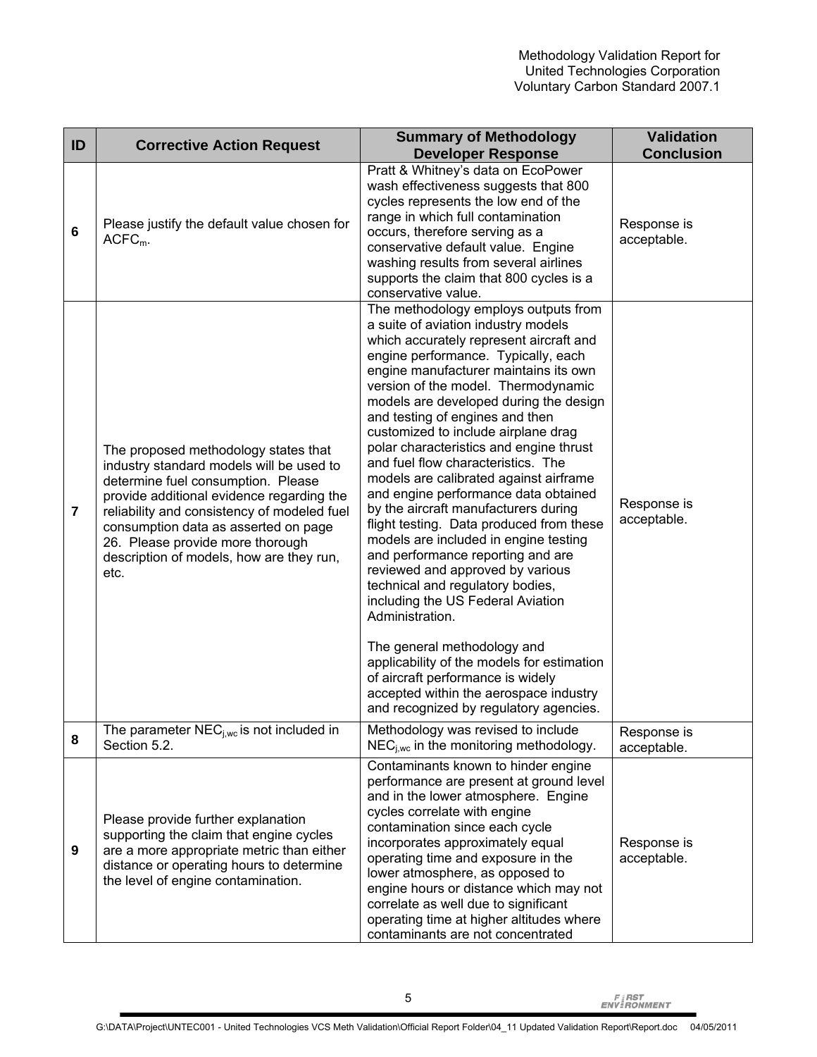| ID | Corrective Action Request | Summary of Methodology Developer Response | Validation Conclusion |
|---|---|---|---|
| 6 | Please justify the default value chosen for $ACFC_m$. | Pratt & Whitney's data on EcoPower wash effectiveness suggests that 800 cycles represents the low end of the range in which full contamination occurs, therefore serving as a conservative default value. Engine washing results from several airlines supports the claim that 800 cycles is a conservative value. | Response is acceptable. |
| 7 | The proposed methodology states that industry standard models will be used to determine fuel consumption. Please provide additional evidence regarding the reliability and consistency of modeled fuel consumption data as asserted on page 26. Please provide more thorough description of models, how are they run, etc. | The methodology employs outputs from a suite of aviation industry models which accurately represent aircraft and engine performance. Typically, each engine manufacturer maintains its own version of the model. Thermodynamic models are developed during the design and testing of engines and then customized to include airplane drag polar characteristics and engine thrust and fuel flow characteristics. The models are calibrated against airframe and engine performance data obtained by the aircraft manufacturers during flight testing. Data produced from these models are included in engine testing and performance reporting and are reviewed and approved by various technical and regulatory bodies, including the US Federal Aviation Administration.<br><br>The general methodology and applicability of the models for estimation of aircraft performance is widely accepted within the aerospace industry and recognized by regulatory agencies. | Response is acceptable. |
| 8 | The parameter $NEC_{j,wc}$ is not included in Section 5.2. | Methodology was revised to include $NEC_{j,wc}$ in the monitoring methodology. | Response is acceptable. |
| 9 | Please provide further explanation supporting the claim that engine cycles are a more appropriate metric than either distance or operating hours to determine the level of engine contamination. | Contaminants known to hinder engine performance are present at ground level and in the lower atmosphere. Engine cycles correlate with engine contamination since each cycle incorporates approximately equal operating time and exposure in the lower atmosphere, as opposed to engine hours or distance which may not correlate as well due to significant operating time at higher altitudes where contaminants are not concentrated | Response is acceptable. |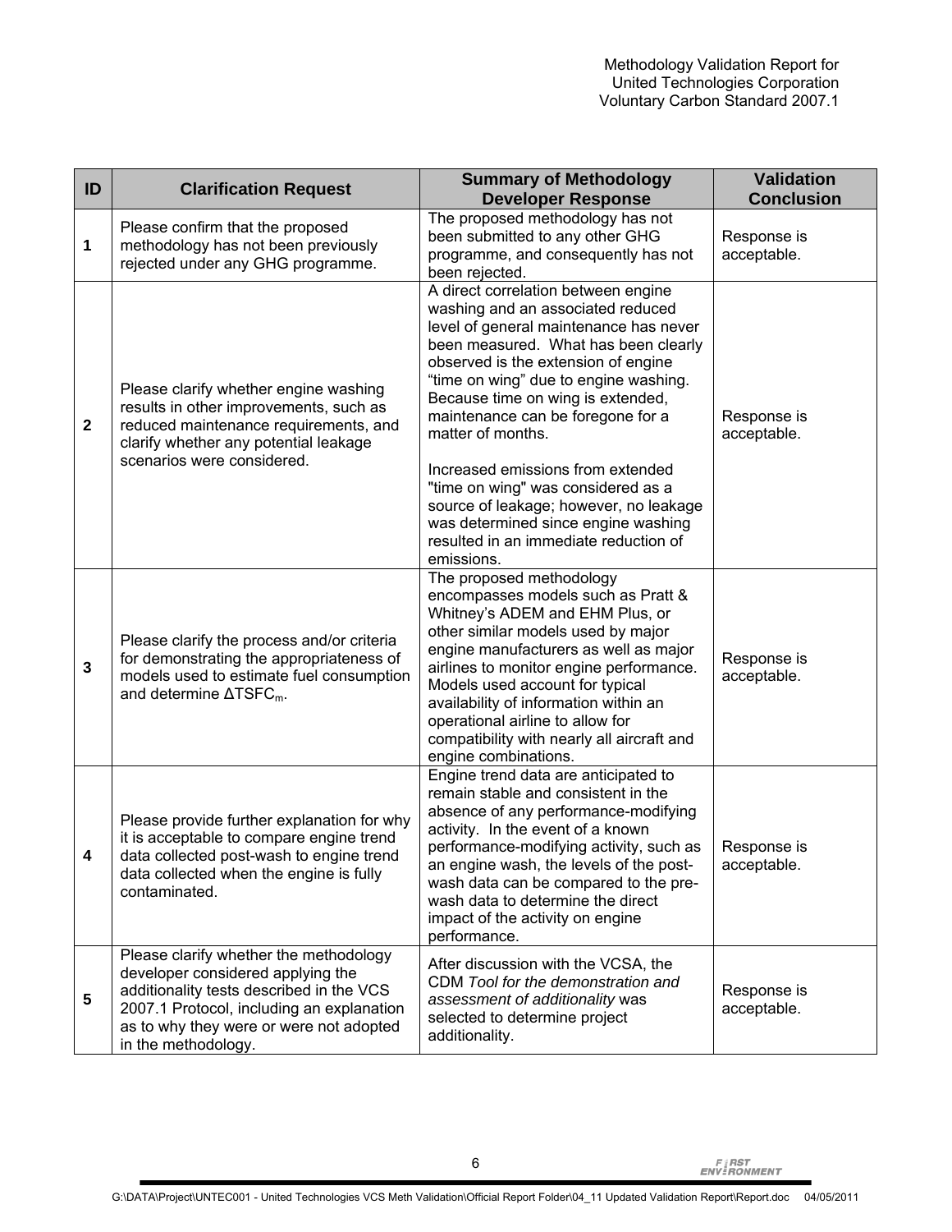| ID | Clarification Request | Summary of Methodology Developer Response | Validation Conclusion |
|---|---|---|---|
| 1 | Please confirm that the proposed methodology has not been previously rejected under any GHG programme. | The proposed methodology has not been submitted to any other GHG programme, and consequently has not been rejected. | Response is acceptable. |
| 2 | Please clarify whether engine washing results in other improvements, such as reduced maintenance requirements, and clarify whether any potential leakage scenarios were considered. | A direct correlation between engine washing and an associated reduced level of general maintenance has never been measured. What has been clearly observed is the extension of engine "time on wing" due to engine washing. Because time on wing is extended, maintenance can be foregone for a matter of months.<br><br>Increased emissions from extended "time on wing" was considered as a source of leakage; however, no leakage was determined since engine washing resulted in an immediate reduction of emissions. | Response is acceptable. |
| 3 | Please clarify the process and/or criteria for demonstrating the appropriateness of models used to estimate fuel consumption and determine $\Delta TSFC_m$. | The proposed methodology encompasses models such as Pratt & Whitney's ADEM and EHM Plus, or other similar models used by major engine manufacturers as well as major airlines to monitor engine performance. Models used account for typical availability of information within an operational airline to allow for compatibility with nearly all aircraft and engine combinations. | Response is acceptable. |
| 4 | Please provide further explanation for why it is acceptable to compare engine trend data collected post-wash to engine trend data collected when the engine is fully contaminated. | Engine trend data are anticipated to remain stable and consistent in the absence of any performance-modifying activity. In the event of a known performance-modifying activity, such as an engine wash, the levels of the post-wash data can be compared to the pre-wash data to determine the direct impact of the activity on engine performance. | Response is acceptable. |
| 5 | Please clarify whether the methodology developer considered applying the additionality tests described in the VCS 2007.1 Protocol, including an explanation as to why they were or were not adopted in the methodology. | After discussion with the VCSA, the CDM *Tool for the demonstration and assessment of additionality* was selected to determine project additionality. | Response is acceptable. |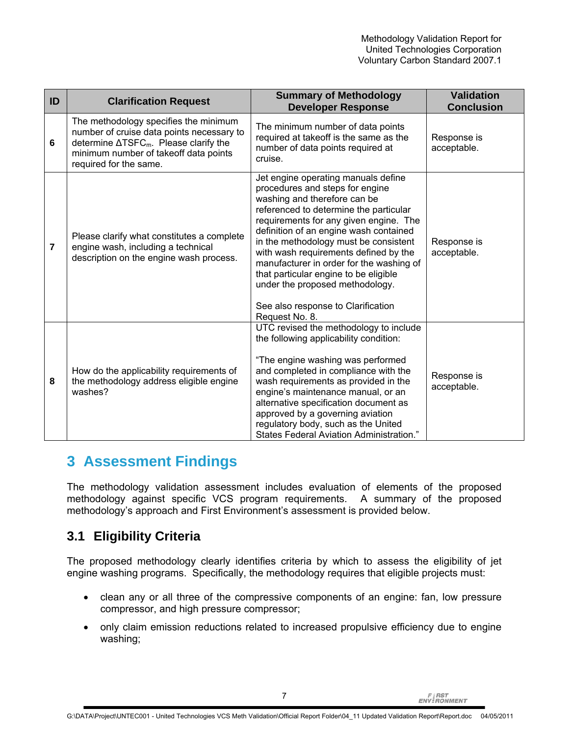| ID | Clarification Request | Summary of Methodology Developer Response | Validation Conclusion |
|---|---|---|---|
| 6 | The methodology specifies the minimum number of cruise data points necessary to determine $\Delta TSFC_m$. Please clarify the minimum number of takeoff data points required for the same. | The minimum number of data points required at takeoff is the same as the number of data points required at cruise. | Response is acceptable. |
| 7 | Please clarify what constitutes a complete engine wash, including a technical description on the engine wash process. | Jet engine operating manuals define procedures and steps for engine washing and therefore can be referenced to determine the particular requirements for any given engine. The definition of an engine wash contained in the methodology must be consistent with wash requirements defined by the manufacturer in order for the washing of that particular engine to be eligible under the proposed methodology. <br><br> See also response to Clarification Request No. 8. | Response is acceptable. |
| 8 | How do the applicability requirements of the methodology address eligible engine washes? | UTC revised the methodology to include the following applicability condition: <br><br> "The engine washing was performed and completed in compliance with the wash requirements as provided in the engine's maintenance manual, or an alternative specification document as approved by a governing aviation regulatory body, such as the United States Federal Aviation Administration." | Response is acceptable. |

# 3 Assessment Findings

The methodology validation assessment includes evaluation of elements of the proposed methodology against specific VCS program requirements. A summary of the proposed methodology's approach and First Environment's assessment is provided below.

## 3.1 Eligibility Criteria

The proposed methodology clearly identifies criteria by which to assess the eligibility of jet engine washing programs. Specifically, the methodology requires that eligible projects must:

- clean any or all three of the compressive components of an engine: fan, low pressure compressor, and high pressure compressor;
- only claim emission reductions related to increased propulsive efficiency due to engine washing;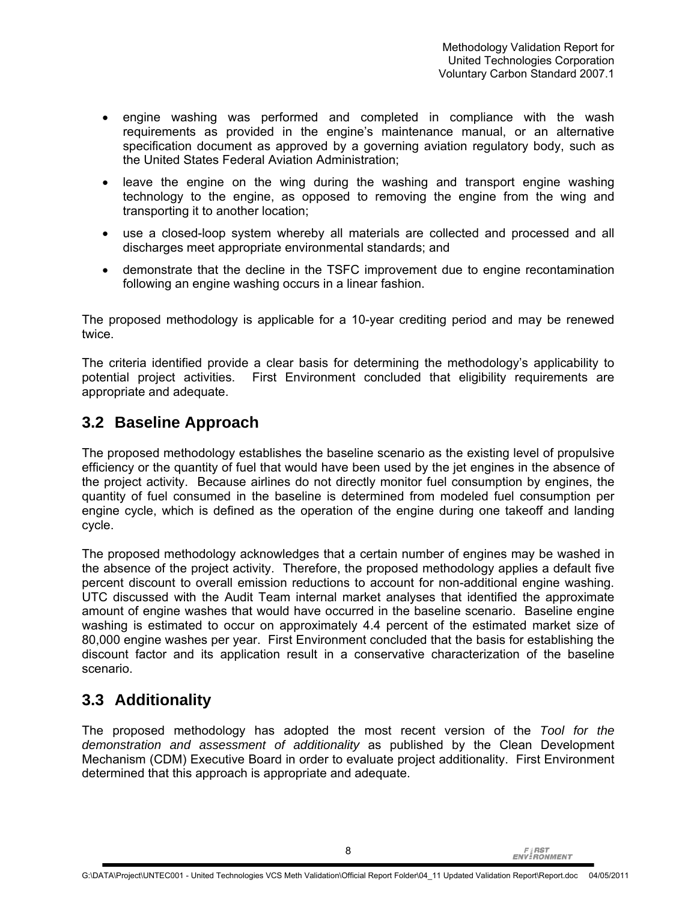- engine washing was performed and completed in compliance with the wash requirements as provided in the engine's maintenance manual, or an alternative specification document as approved by a governing aviation regulatory body, such as the United States Federal Aviation Administration;
- leave the engine on the wing during the washing and transport engine washing technology to the engine, as opposed to removing the engine from the wing and transporting it to another location;
- use a closed-loop system whereby all materials are collected and processed and all discharges meet appropriate environmental standards; and
- demonstrate that the decline in the TSFC improvement due to engine recontamination following an engine washing occurs in a linear fashion.

The proposed methodology is applicable for a 10-year crediting period and may be renewed twice.

The criteria identified provide a clear basis for determining the methodology's applicability to potential project activities. First Environment concluded that eligibility requirements are appropriate and adequate.

## 3.2 Baseline Approach

The proposed methodology establishes the baseline scenario as the existing level of propulsive efficiency or the quantity of fuel that would have been used by the jet engines in the absence of the project activity. Because airlines do not directly monitor fuel consumption by engines, the quantity of fuel consumed in the baseline is determined from modeled fuel consumption per engine cycle, which is defined as the operation of the engine during one takeoff and landing cycle.

The proposed methodology acknowledges that a certain number of engines may be washed in the absence of the project activity. Therefore, the proposed methodology applies a default five percent discount to overall emission reductions to account for non-additional engine washing. UTC discussed with the Audit Team internal market analyses that identified the approximate amount of engine washes that would have occurred in the baseline scenario. Baseline engine washing is estimated to occur on approximately 4.4 percent of the estimated market size of 80,000 engine washes per year. First Environment concluded that the basis for establishing the discount factor and its application result in a conservative characterization of the baseline scenario.

## 3.3 Additionality

The proposed methodology has adopted the most recent version of the *Tool for the demonstration and assessment of additionality* as published by the Clean Development Mechanism (CDM) Executive Board in order to evaluate project additionality. First Environment determined that this approach is appropriate and adequate.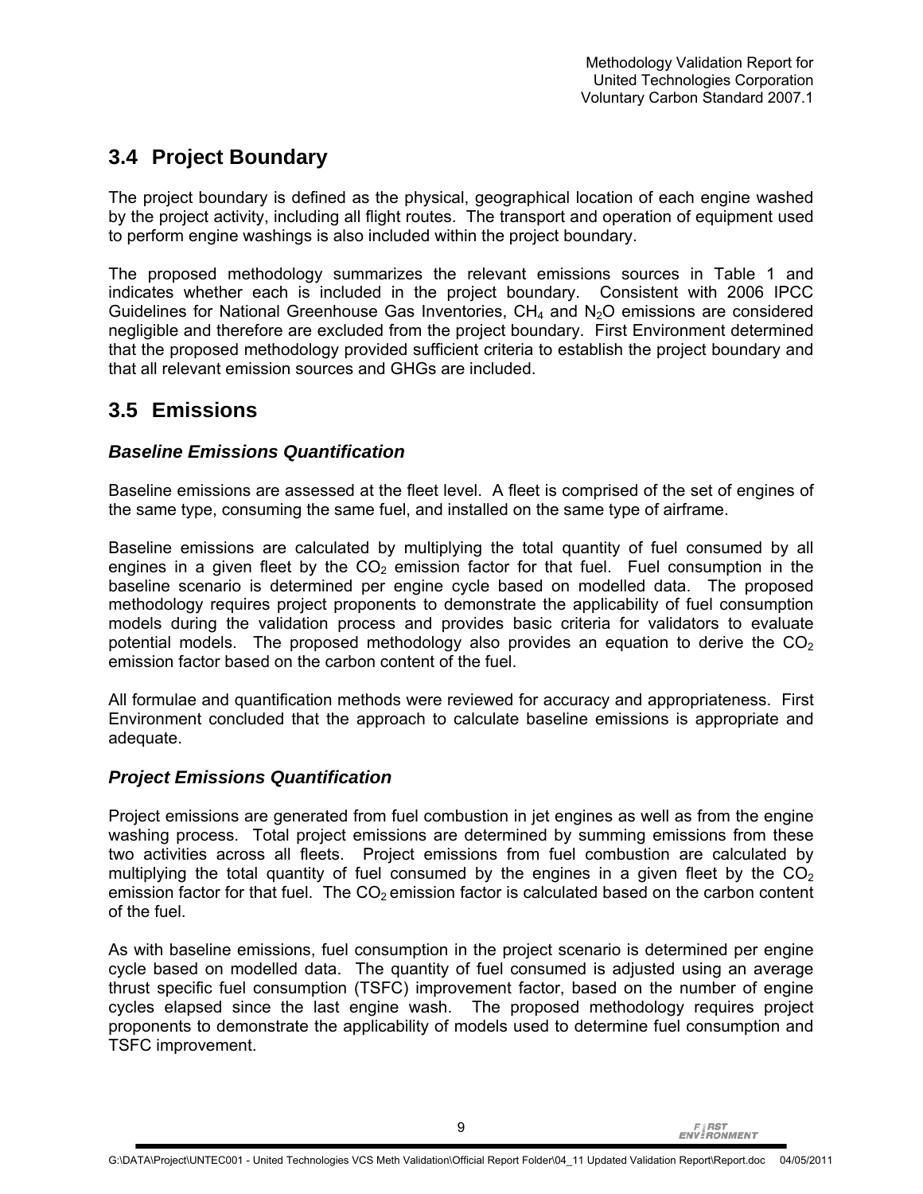## 3.4 Project Boundary

The project boundary is defined as the physical, geographical location of each engine washed by the project activity, including all flight routes. The transport and operation of equipment used to perform engine washings is also included within the project boundary.

The proposed methodology summarizes the relevant emissions sources in Table 1 and indicates whether each is included in the project boundary. Consistent with 2006 IPCC Guidelines for National Greenhouse Gas Inventories, $CH_4$ and $N_2O$ emissions are considered negligible and therefore are excluded from the project boundary. First Environment determined that the proposed methodology provided sufficient criteria to establish the project boundary and that all relevant emission sources and GHGs are included.

## 3.5 Emissions

### *Baseline Emissions Quantification*

Baseline emissions are assessed at the fleet level. A fleet is comprised of the set of engines of the same type, consuming the same fuel, and installed on the same type of airframe.

Baseline emissions are calculated by multiplying the total quantity of fuel consumed by all engines in a given fleet by the $CO_2$ emission factor for that fuel. Fuel consumption in the baseline scenario is determined per engine cycle based on modelled data. The proposed methodology requires project proponents to demonstrate the applicability of fuel consumption models during the validation process and provides basic criteria for validators to evaluate potential models. The proposed methodology also provides an equation to derive the $CO_2$ emission factor based on the carbon content of the fuel.

All formulae and quantification methods were reviewed for accuracy and appropriateness. First Environment concluded that the approach to calculate baseline emissions is appropriate and adequate.

### *Project Emissions Quantification*

Project emissions are generated from fuel combustion in jet engines as well as from the engine washing process. Total project emissions are determined by summing emissions from these two activities across all fleets. Project emissions from fuel combustion are calculated by multiplying the total quantity of fuel consumed by the engines in a given fleet by the $CO_2$ emission factor for that fuel. The $CO_2$ emission factor is calculated based on the carbon content of the fuel.

As with baseline emissions, fuel consumption in the project scenario is determined per engine cycle based on modelled data. The quantity of fuel consumed is adjusted using an average thrust specific fuel consumption (TSFC) improvement factor, based on the number of engine cycles elapsed since the last engine wash. The proposed methodology requires project proponents to demonstrate the applicability of models used to determine fuel consumption and TSFC improvement.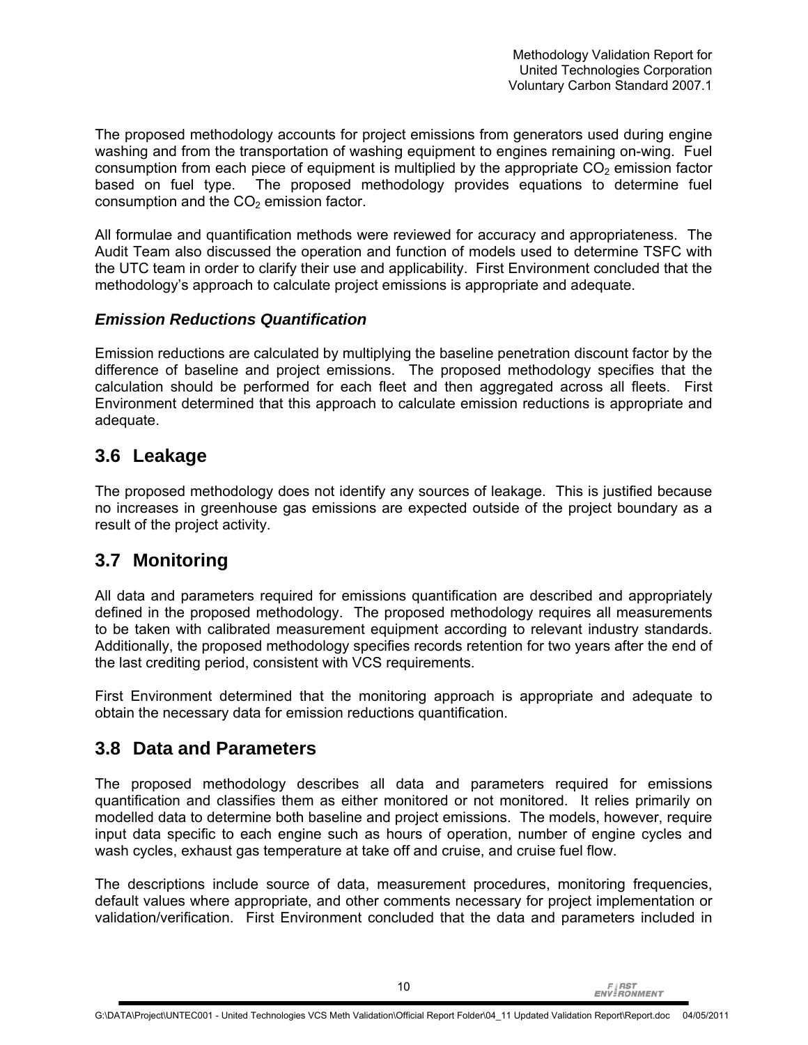The proposed methodology accounts for project emissions from generators used during engine washing and from the transportation of washing equipment to engines remaining on-wing. Fuel consumption from each piece of equipment is multiplied by the appropriate $CO_2$ emission factor based on fuel type. The proposed methodology provides equations to determine fuel consumption and the $CO_2$ emission factor.

All formulae and quantification methods were reviewed for accuracy and appropriateness. The Audit Team also discussed the operation and function of models used to determine TSFC with the UTC team in order to clarify their use and applicability. First Environment concluded that the methodology's approach to calculate project emissions is appropriate and adequate.

### *Emission Reductions Quantification*

Emission reductions are calculated by multiplying the baseline penetration discount factor by the difference of baseline and project emissions. The proposed methodology specifies that the calculation should be performed for each fleet and then aggregated across all fleets. First Environment determined that this approach to calculate emission reductions is appropriate and adequate.

## 3.6 Leakage

The proposed methodology does not identify any sources of leakage. This is justified because no increases in greenhouse gas emissions are expected outside of the project boundary as a result of the project activity.

## 3.7 Monitoring

All data and parameters required for emissions quantification are described and appropriately defined in the proposed methodology. The proposed methodology requires all measurements to be taken with calibrated measurement equipment according to relevant industry standards. Additionally, the proposed methodology specifies records retention for two years after the end of the last crediting period, consistent with VCS requirements.

First Environment determined that the monitoring approach is appropriate and adequate to obtain the necessary data for emission reductions quantification.

## 3.8 Data and Parameters

The proposed methodology describes all data and parameters required for emissions quantification and classifies them as either monitored or not monitored. It relies primarily on modelled data to determine both baseline and project emissions. The models, however, require input data specific to each engine such as hours of operation, number of engine cycles and wash cycles, exhaust gas temperature at take off and cruise, and cruise fuel flow.

The descriptions include source of data, measurement procedures, monitoring frequencies, default values where appropriate, and other comments necessary for project implementation or validation/verification. First Environment concluded that the data and parameters included in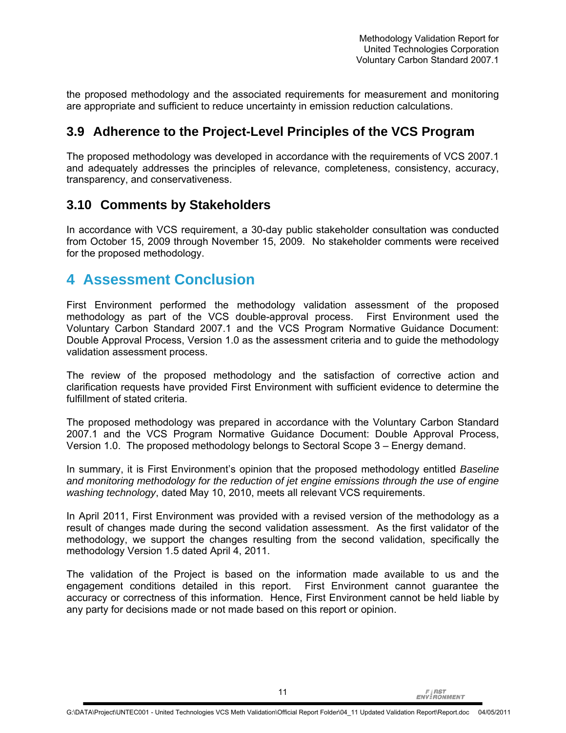the proposed methodology and the associated requirements for measurement and monitoring are appropriate and sufficient to reduce uncertainty in emission reduction calculations.

## 3.9 Adherence to the Project-Level Principles of the VCS Program

The proposed methodology was developed in accordance with the requirements of VCS 2007.1 and adequately addresses the principles of relevance, completeness, consistency, accuracy, transparency, and conservativeness.

## 3.10 Comments by Stakeholders

In accordance with VCS requirement, a 30-day public stakeholder consultation was conducted from October 15, 2009 through November 15, 2009. No stakeholder comments were received for the proposed methodology.

# 4 Assessment Conclusion

First Environment performed the methodology validation assessment of the proposed methodology as part of the VCS double-approval process. First Environment used the Voluntary Carbon Standard 2007.1 and the VCS Program Normative Guidance Document: Double Approval Process, Version 1.0 as the assessment criteria and to guide the methodology validation assessment process.

The review of the proposed methodology and the satisfaction of corrective action and clarification requests have provided First Environment with sufficient evidence to determine the fulfillment of stated criteria.

The proposed methodology was prepared in accordance with the Voluntary Carbon Standard 2007.1 and the VCS Program Normative Guidance Document: Double Approval Process, Version 1.0. The proposed methodology belongs to Sectoral Scope 3 – Energy demand.

In summary, it is First Environment's opinion that the proposed methodology entitled *Baseline and monitoring methodology for the reduction of jet engine emissions through the use of engine washing technology*, dated May 10, 2010, meets all relevant VCS requirements.

In April 2011, First Environment was provided with a revised version of the methodology as a result of changes made during the second validation assessment. As the first validator of the methodology, we support the changes resulting from the second validation, specifically the methodology Version 1.5 dated April 4, 2011.

The validation of the Project is based on the information made available to us and the engagement conditions detailed in this report. First Environment cannot guarantee the accuracy or correctness of this information. Hence, First Environment cannot be held liable by any party for decisions made or not made based on this report or opinion.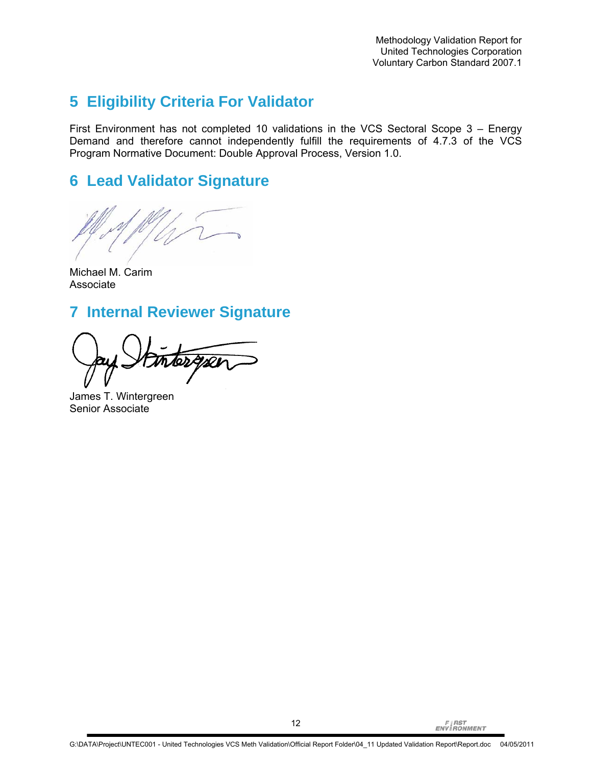## 5 Eligibility Criteria For Validator

First Environment has not completed 10 validations in the VCS Sectoral Scope 3 – Energy Demand and therefore cannot independently fulfill the requirements of 4.7.3 of the VCS Program Normative Document: Double Approval Process, Version 1.0.

## 6 Lead Validator Signature

Michael M. Carim
Associate

## 7 Internal Reviewer Signature

James T. Wintergreen
Senior Associate